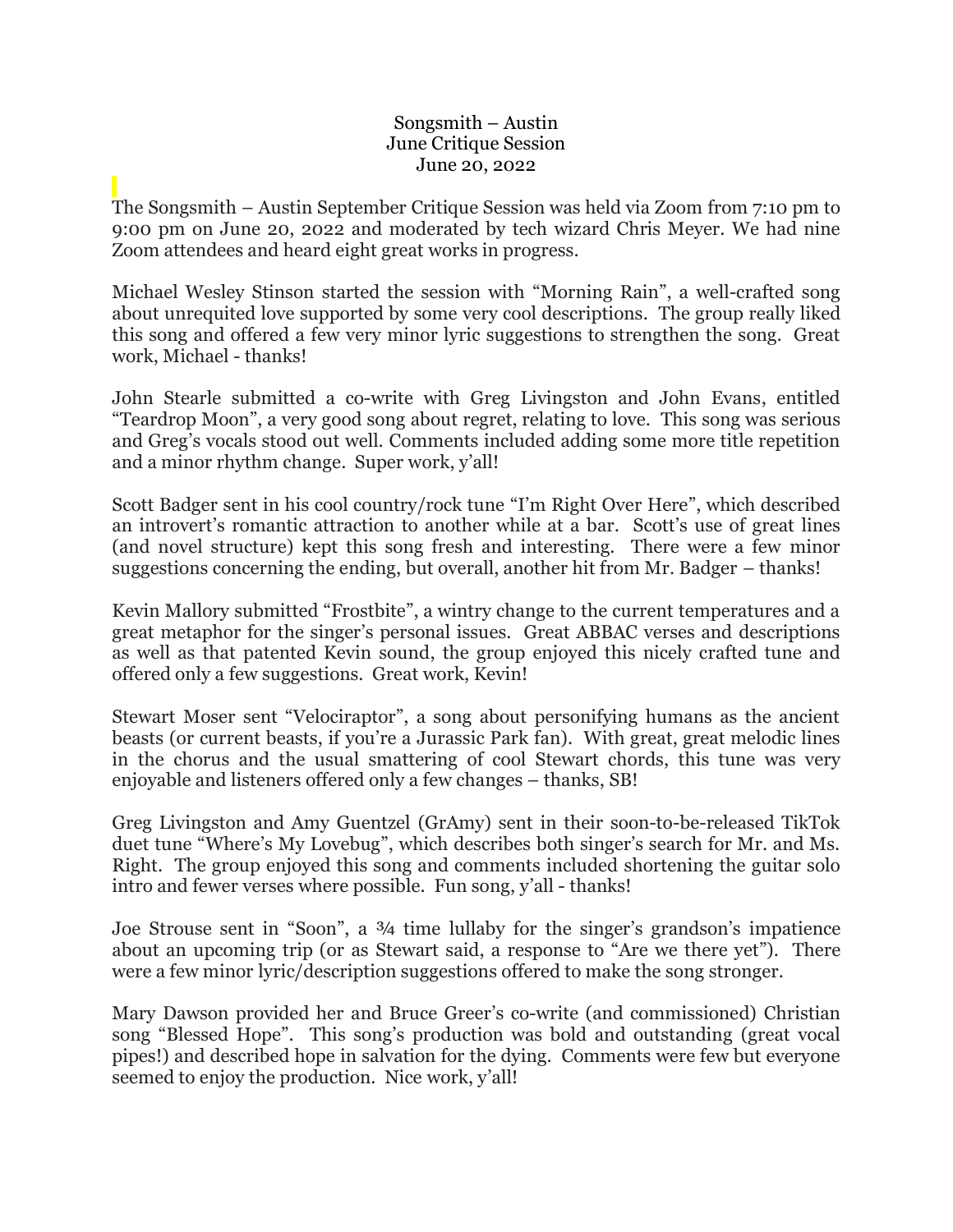Songsmith – Austin
June Critique Session
June 20, 2022

The Songsmith – Austin September Critique Session was held via Zoom from 7:10 pm to 9:00 pm on June 20, 2022 and moderated by tech wizard Chris Meyer. We had nine Zoom attendees and heard eight great works in progress.

Michael Wesley Stinson started the session with "Morning Rain", a well-crafted song about unrequited love supported by some very cool descriptions. The group really liked this song and offered a few very minor lyric suggestions to strengthen the song. Great work, Michael - thanks!

John Stearle submitted a co-write with Greg Livingston and John Evans, entitled "Teardrop Moon", a very good song about regret, relating to love. This song was serious and Greg's vocals stood out well. Comments included adding some more title repetition and a minor rhythm change. Super work, y'all!

Scott Badger sent in his cool country/rock tune "I'm Right Over Here", which described an introvert's romantic attraction to another while at a bar. Scott's use of great lines (and novel structure) kept this song fresh and interesting. There were a few minor suggestions concerning the ending, but overall, another hit from Mr. Badger – thanks!

Kevin Mallory submitted "Frostbite", a wintry change to the current temperatures and a great metaphor for the singer's personal issues. Great ABBAC verses and descriptions as well as that patented Kevin sound, the group enjoyed this nicely crafted tune and offered only a few suggestions. Great work, Kevin!

Stewart Moser sent "Velociraptor", a song about personifying humans as the ancient beasts (or current beasts, if you're a Jurassic Park fan). With great, great melodic lines in the chorus and the usual smattering of cool Stewart chords, this tune was very enjoyable and listeners offered only a few changes – thanks, SB!

Greg Livingston and Amy Guentzel (GrAmy) sent in their soon-to-be-released TikTok duet tune "Where's My Lovebug", which describes both singer's search for Mr. and Ms. Right. The group enjoyed this song and comments included shortening the guitar solo intro and fewer verses where possible. Fun song, y'all - thanks!

Joe Strouse sent in "Soon", a ¾ time lullaby for the singer's grandson's impatience about an upcoming trip (or as Stewart said, a response to "Are we there yet"). There were a few minor lyric/description suggestions offered to make the song stronger.

Mary Dawson provided her and Bruce Greer's co-write (and commissioned) Christian song "Blessed Hope". This song's production was bold and outstanding (great vocal pipes!) and described hope in salvation for the dying. Comments were few but everyone seemed to enjoy the production. Nice work, y'all!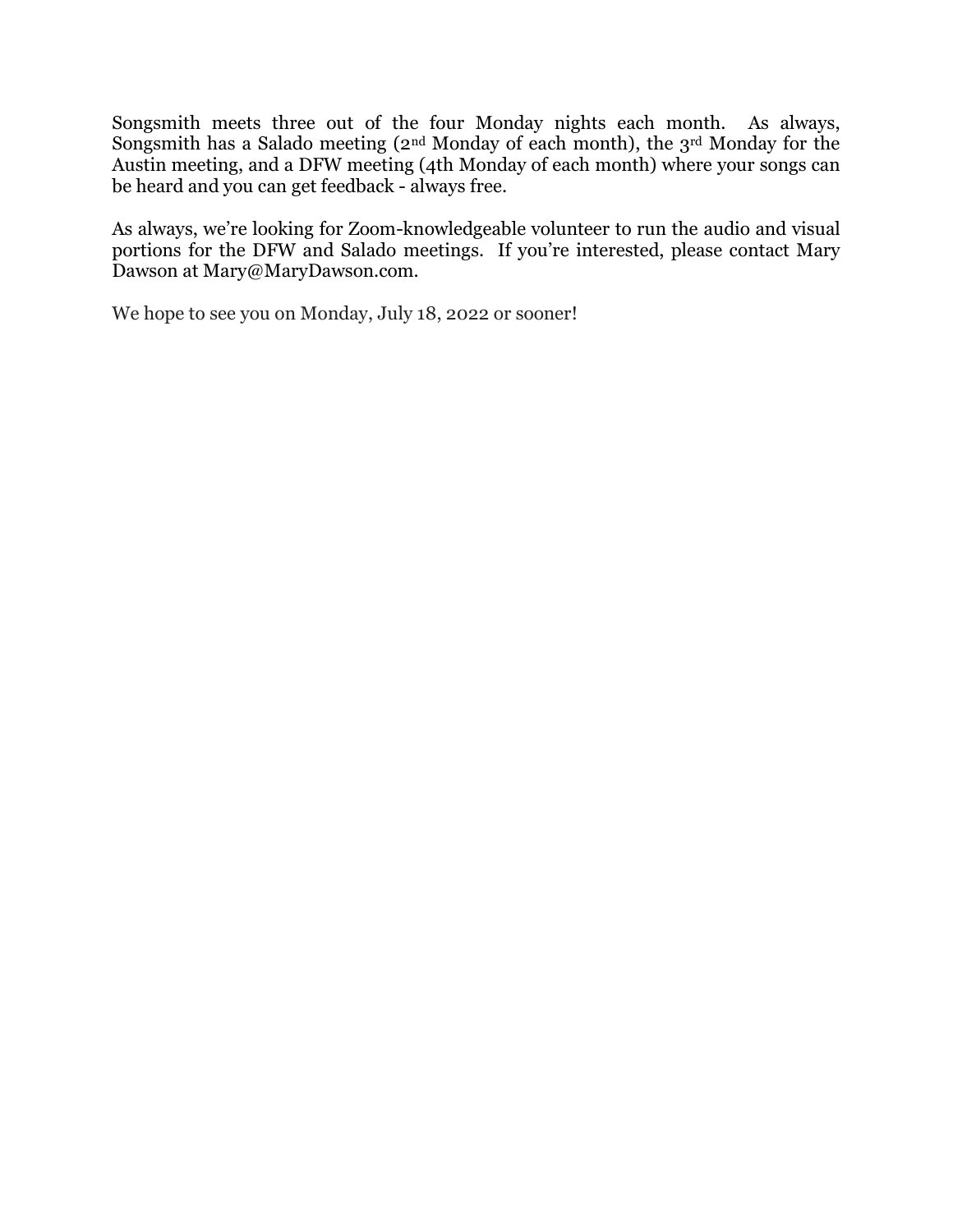Songsmith meets three out of the four Monday nights each month. As always, Songsmith has a Salado meeting (2nd Monday of each month), the 3rd Monday for the Austin meeting, and a DFW meeting (4th Monday of each month) where your songs can be heard and you can get feedback - always free.

As always, we're looking for Zoom-knowledgeable volunteer to run the audio and visual portions for the DFW and Salado meetings. If you're interested, please contact Mary Dawson at Mary@MaryDawson.com.

We hope to see you on Monday, July 18, 2022 or sooner!